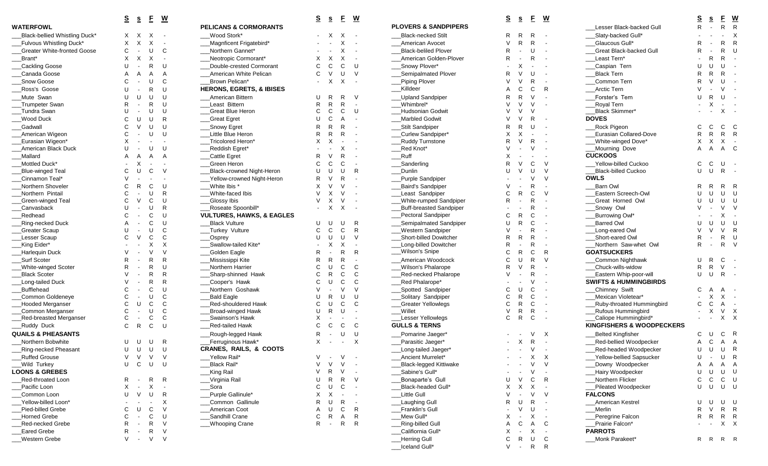| | S | s | F | W |
|---|---|---|---|---|
| **WATERFOWL** | | | | |
| ___Black-bellied Whistling Duck* | X | X | X | - |
| ___Fulvous Whistling Duck* | X | X | X | - |
| ___Greater White-fronted Goose | C | - | U | C |
| ___Brant* | X | X | X | - |
| ___Cackling Goose | U | - | R | U |
| ___Canada Goose | A | A | A | A |
| ___Snow Goose | C | - | U | C |
| ___Ross's Goose | U | - | R | U |
| ___Mute Swan | U | U | U | U |
| ___Trumpeter Swan | R | - | R | U |
| ___Tundra Swan | U | - | U | U |
| ___Wood Duck | C | U | U | R |
| ___Gadwall | C | V | U | U |
| ___American Wigeon | C | - | U | U |
| ___Eurasian Wigeon* | X | - | - | - |
| ___American Black Duck | U | - | U | U |
| ___Mallard | A | A | A | A |
| ___Mottled Duck* | - | X | - | - |
| ___Blue-winged Teal | C | U | C | V |
| ___Cinnamon Teal* | V | - | - | - |
| ___Northern Shoveler | C | R | C | U |
| ___Northern Pintail | C | - | U | R |
| ___Green-winged Teal | C | V | C | U |
| ___Canvasback | U | - | U | R |
| ___Redhead | C | - | C | U |
| ___Ring-necked Duck | A | - | C | U |
| ___Greater Scaup | U | - | U | C |
| ___Lesser Scaup | C | V | C | C |
| ___King Eider* | - | - | X | X |
| ___Harlequin Duck | V | - | V | V |
| ___Surf Scoter | R | - | R | R |
| ___White-winged Scoter | R | - | R | U |
| ___Black Scoter | V | - | R | R |
| ___Long-tailed Duck | V | - | R | R |
| ___Bufflehead | C | - | C | U |
| ___Common Goldeneye | C | - | U | C |
| ___Hooded Merganser | C | U | C | C |
| ___Common Merganser | C | - | U | C |
| ___Red-breasted Merganser | C | - | C | C |
| ___Ruddy Duck | C | R | C | U |
| **QUAILS & PHEASANTS** | | | | |
| ___Northern Bobwhite | U | U | U | R |
| ___Ring-necked Pheasant | U | U | U | U |
| ___Ruffed Grouse | V | V | V | V |
| ___Wild Turkey | U | C | U | U |
| **LOONS & GREBES** | | | | |
| ___Red-throated Loon | R | - | R | R |
| ___Pacific Loon | X | - | X | - |
| ___Common Loon | U | V | U | R |
| ___Yellow-billed Loon* | - | - | - | X |
| ___Pied-billed Grebe | C | U | C | V |
| ___Horned Grebe | C | - | C | U |
| ___Red-necked Grebe | R | - | R | V |
| ___Eared Grebe | R | - | R | V |
| ___Western Grebe | V | - | V | V |
| **PELICANS & CORMORANTS** | | | | |
| ___Wood Stork* | - | X | X | - |
| ___Magnificent Frigatebird* | - | - | X | - |
| ___Northern Gannet* | - | - | X | - |
| ___Neotropic Cormorant* | X | X | X | - |
| ___Double-crested Cormorant | C | C | C | U |
| ___American White Pelican | C | V | U | V |
| ___Brown Pelican* | - | X | X | - |
| **HERONS, EGRETS, & IBISES** | | | | |
| ___American Bittern | U | R | R | V |
| ___Least Bittern | R | R | R | - |
| ___Great Blue Heron | C | C | C | U |
| ___Great Egret | U | C | A | - |
| ___Snowy Egret | R | R | R | - |
| ___Little Blue Heron | R | R | R | - |
| ___Tricolored Heron* | X | X | - | - |
| ___Reddish Egret* | - | - | X | - |
| ___Cattle Egret | R | V | R | - |
| ___Green Heron | C | C | C | - |
| ___Black-crowned Night-Heron | U | U | U | R |
| ___Yellow-crowned Night-Heron | R | V | R | - |
| ___White Ibis * | X | V | V | - |
| ___White-faced Ibis | V | X | V | - |
| ___Glossy Ibis | V | X | V | - |
| ___Roseate Spoonbill* | - | X | X | - |
| **VULTURES, HAWKS, & EAGLES** | | | | |
| ___Black Vulture | U | U | U | R |
| ___Turkey Vulture | C | C | C | R |
| ___Osprey | U | U | U | V |
| ___Swallow-tailed Kite* | - | X | X | - |
| ___Golden Eagle | R | - | R | R |
| ___Mississippi Kite | R | R | R | - |
| ___Northern Harrier | C | U | C | C |
| ___Sharp-shinned Hawk | C | R | C | C |
| ___Cooper's Hawk | C | U | C | C |
| ___Northern Goshawk | V | - | V | V |
| ___Bald Eagle | U | R | U | U |
| ___Red-shouldered Hawk | C | U | C | C |
| ___Broad-winged Hawk | U | R | U | - |
| ___Swainson's Hawk | X | - | - | - |
| ___Red-tailed Hawk | C | C | C | C |
| ___Rough-legged Hawk | R | - | U | U |
| ___Ferruginous Hawk* | X | - | - | X |
| **CRANES, RAILS, & COOTS** | | | | |
| ___Yellow Rail* | V | - | V | - |
| ___Black Rail* | V | V | V | - |
| ___King Rail | V | R | V | - |
| ___Virginia Rail | U | R | R | V |
| ___Sora | C | U | C | - |
| ___Purple Gallinule* | X | X | - | - |
| ___Common Gallinule | R | U | R | - |
| ___American Coot | A | U | C | R |
| ___Sandhill Crane | C | R | A | R |
| ___Whooping Crane | R | - | R | R |
| **PLOVERS & SANDPIPERS** | | | | |
| ___Black-necked Stilt | R | R | R | - |
| ___American Avocet | V | R | R | - |
| ___Black-bellied Plover | R | - | U | - |
| ___American Golden-Plover | R | - | R | - |
| ___Snowy Plover* | - | X | - | - |
| ___Semipalmated Plover | R | V | U | - |
| ___Piping Plover | V | V | R | - |
| ___Killdeer | A | C | C | R |
| ___Upland Sandpiper | R | R | V | - |
| ___Whimbrel* | V | V | V | - |
| ___Hudsonian Godwit | V | V | V | |
| ___Marbled Godwit | V | V | R | - |
| ___Stilt Sandpiper | R | R | U | - |
| ___Curlew Sandpiper* | X | X | - | - |
| ___Ruddy Turnstone | R | V | R | - |
| ___Red Knot* | V | - | V | - |
| ___Ruff | X | - | - | - |
| ___Sanderling | R | V | C | V |
| ___Dunlin | U | V | U | V |
| ___Purple Sandpiper | - | - | V | V |
| ___Baird's Sandpiper | V | - | R | - |
| ___Least Sandpiper | C | R | C | V |
| ___White-rumped Sandpiper | R | - | R | - |
| ___Buff-breasted Sandpiper | - | - | R | - |
| ___Pectoral Sandpiper | C | R | C | - |
| ___Semipalmated Sandpiper | U | R | C | - |
| ___Western Sandpiper | V | - | R | - |
| ___Short-billed Dowitcher | R | R | R | - |
| ___Long-billed Dowitcher | R | - | R | - |
| ___Wilson's Snipe | C | R | C | R |
| ___American Woodcock | C | U | R | V |
| ___Wilson's Phalarope | R | V | R | - |
| ___Red-necked Phalarope | V | - | R | - |
| ___Red Phalarope* | - | - | V | - |
| ___Spotted Sandpiper | C | U | C | - |
| ___Solitary Sandpiper | C | R | C | - |
| ___Greater Yellowlegs | C | R | C | - |
| ___Willet | V | R | R | - |
| ___Lesser Yellowlegs | C | R | C | - |
| **GULLS & TERNS** | | | | |
| ___Pomarine Jaeger* | - | - | V | X |
| ___Parasitic Jaeger* | - | X | R | - |
| ___Long-tailed Jaeger* | - | - | V | - |
| ___Ancient Murrelet* | - | - | X | X |
| ___Black-legged Kittiwake | - | - | V | V |
| ___Sabine's Gull* | - | - | V | - |
| ___Bonaparte's Gull | U | V | C | R |
| ___Black-headed Gull* | X | X | X | - |
| ___Little Gull | V | - | V | V |
| ___Laughing Gull | R | U | R | - |
| ___Franklin's Gull | - | V | U | - |
| ___Mew Gull* | X | - | X | - |
| ___Ring-billed Gull | A | C | A | C |
| ___California Gull* | X | - | X | - |
| ___Herring Gull | C | R | U | C |
| ___Iceland Gull* | V | - | R | R |
| ___Lesser Black-backed Gull | R | - | R | R |
| ___Slaty-backed Gull* | - | - | - | X |
| ___Glaucous Gull* | R | - | R | R |
| ___Great Black-backed Gull | R | - | R | U |
| ___Least Tern* | - | R | R | - |
| ___Caspian Tern | U | U | U | - |
| ___Black Tern | R | R | R | - |
| ___Common Tern | R | V | U | - |
| ___Arctic Tern | V | - | V | - |
| ___Forster's Tern | U | R | U | - |
| ___Royal Tern | - | X | - | - |
| ___Black Skimmer* | - | - | X | - |
| **DOVES** | | | | |
| ___Rock Pigeon | C | C | C | C |
| ___Eurasian Collared-Dove | R | R | R | R |
| ___White-winged Dove* | X | X | X | - |
| ___Mourning Dove | A | A | A | C |
| **CUCKOOS** | | | | |
| ___Yellow-billed Cuckoo | C | C | U | - |
| ___Black-billed Cuckoo | U | U | R | - |
| **OWLS** | | | | |
| ___Barn Owl | R | R | R | R |
| ___Eastern Screech-Owl | U | U | U | U |
| ___Great Horned Owl | U | U | U | U |
| ___Snowy Owl | V | - | V | V |
| ___Burrowing Owl* | - | - | X | - |
| ___Barred Owl | U | U | U | U |
| ___Long-eared Owl | V | V | V | R |
| ___Short-eared Owl | R | - | R | U |
| ___Northern Saw-whet Owl | R | - | R | V |
| **GOATSUCKERS** | | | | |
| ___Common Nighthawk | U | R | C | - |
| ___Chuck-wills-widow | R | R | V | - |
| ___Eastern Whip-poor-will | U | U | R | - |
| **SWIFTS & HUMMINGBIRDS** | | | | |
| ___Chimney Swift | C | A | A | - |
| ___Mexican Violetear* | - | X | X | - |
| ___Ruby-throated Hummingbird | C | C | A | - |
| ___Rufous Hummingbird | - | X | V | X |
| ___Caliope Hummingbird* | - | - | X | X |
| **KINGFISHERS & WOODPECKERS** | | | | |
| ___Belted Kingfisher | C | U | C | R |
| ___Red-bellied Woodpecker | A | C | A | A |
| ___Red-headed Woodpecker | U | U | U | R |
| ___Yellow-bellied Sapsucker | U | - | U | R |
| ___Downy Woodpecker | A | A | A | A |
| ___Hairy Woodpecker | U | U | U | U |
| ___Northern Flicker | C | C | C | U |
| ___Pileated Woodpecker | U | U | U | U |
| **FALCONS** | | | | |
| ___American Kestrel | U | U | U | U |
| ___Merlin | R | V | R | R |
| ___Peregrine Falcon | R | R | R | R |
| ___Prairie Falcon* | - | - | X | X |
| **PARROTS** | | | | |
| ___Monk Parakeet* | R | R | R | R |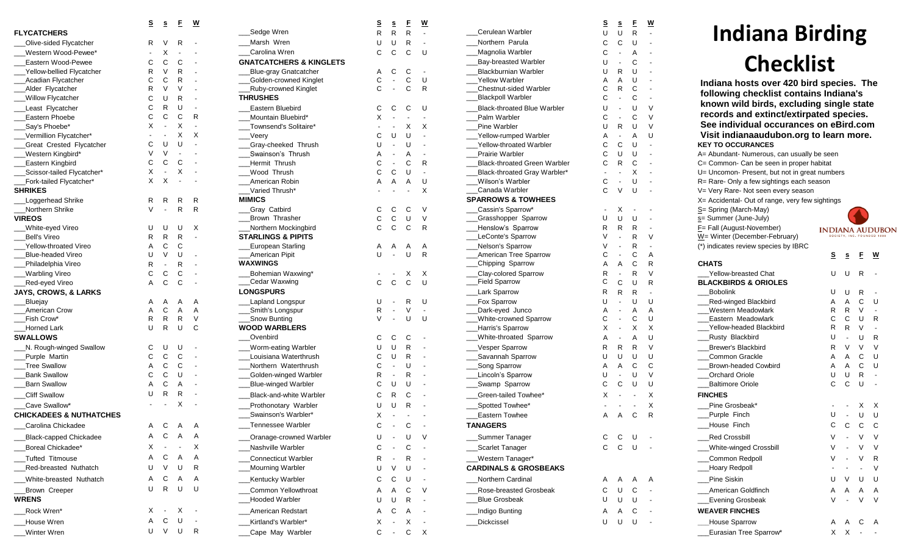# Indiana Birding Checklist

**Indiana hosts over 420 bird species. The following checklist contains Indiana's known wild birds, excluding single state records and extinct/extirpated species. See individual occurances on eBird.com Visit indianaaudubon.org to learn more.**

**KEY TO OCCURANCES**

A= Abundant- Numerous, can usually be seen
C= Common- Can be seen in proper habitat
U= Uncomon- Present, but not in great numbers
R= Rare- Only a few sightings each season
V= Very Rare- Not seen every season
X= Accidental- Out of range, very few sightings
S= Spring (March-May)
s= Summer (June-July)
F= Fall (August-November)
W= Winter (December-February)
(*) indicates review species by IBRC

INDIANA AUDUBON SOCIETY, INC. FOUNDED 1898

| | S | s | F | W |
|---|---|---|---|---|
| **FLYCATCHERS** | | | | |
| ___Olive-sided Flycatcher | R | V | R | - |
| ___Western Wood-Pewee* | - | X | - | - |
| ___Eastern Wood-Pewee | C | C | C | - |
| ___Yellow-bellied Flycatcher | R | V | R | - |
| ___Acadian Flycatcher | C | C | R | - |
| ___Alder Flycatcher | R | V | V | - |
| ___Willow Flycatcher | C | U | R | - |
| ___Least Flycatcher | C | R | U | - |
| ___Eastern Phoebe | C | C | C | R |
| ___Say's Phoebe* | X | - | X | - |
| ___Vermillion Flycatcher* | - | - | X | X |
| ___Great Crested Flycatcher | C | U | U | - |
| ___Western Kingbird* | V | V | - | - |
| ___Eastern Kingbird | C | C | C | - |
| ___Scissor-tailed Flycatcher* | X | - | X | - |
| ___Fork-tailed Flycatcher* | X | X | - | - |
| **SHRIKES** | | | | |
| ___Loggerhead Shrike | R | R | R | R |
| ___Northern Shrike | V | - | R | R |
| **VIREOS** | | | | |
| ___White-eyed Vireo | U | U | U | X |
| ___Bell's Vireo | R | R | R | - |
| ___Yellow-throated Vireo | A | C | C | |
| ___Blue-headed Vireo | U | V | U | - |
| ___Philadelphia Vireo | R | - | R | - |
| ___Warbling Vireo | C | C | C | - |
| ___Red-eyed Vireo | A | C | C | - |
| **JAYS, CROWS, & LARKS** | | | | |
| ___Bluejay | A | A | A | A |
| ___American Crow | A | C | A | A |
| ___Fish Crow* | R | R | R | V |
| ___Horned Lark | U | R | U | C |
| **SWALLOWS** | | | | |
| ___N. Rough-winged Swallow | C | U | U | - |
| ___Purple Martin | C | C | C | - |
| ___Tree Swallow | A | C | C | - |
| ___Bank Swallow | C | C | U | - |
| ___Barn Swallow | A | C | A | - |
| ___Cliff Swallow | U | R | R | - |
| ___Cave Swallow* | - | - | X | - |
| **CHICKADEES & NUTHATCHES** | | | | |
| ___Carolina Chickadee | A | C | A | A |
| ___Black-capped Chickadee | A | C | A | A |
| ___Boreal Chickadee* | X | - | - | X |
| ___Tufted Titmouse | A | C | A | A |
| ___Red-breasted Nuthatch | U | V | U | R |
| ___White-breasted Nuthatch | A | C | A | A |
| ___Brown Creeper | U | R | U | U |
| **WRENS** | | | | |
| ___Rock Wren* | X | - | X | - |
| ___House Wren | A | C | U | - |
| ___Winter Wren | U | V | U | R |
| ___Sedge Wren | R | R | R | - |
| ___Marsh Wren | U | U | R | - |
| ___Carolina Wren | C | C | C | U |
| **GNATCATCHERS & KINGLETS** | | | | |
| ___Blue-gray Gnatcatcher | A | C | C | - |
| ___Golden-crowned Kinglet | C | - | C | U |
| ___Ruby-crowned Kinglet | C | - | C | R |
| **THRUSHES** | | | | |
| ___Eastern Bluebird | C | C | C | U |
| ___Mountain Bluebird* | X | - | - | - |
| ___Townsend's Solitaire* | - | - | X | X |
| ___Veery | C | U | U | - |
| ___Gray-cheeked Thrush | U | - | U | - |
| ___Swainson's Thrush | A | - | A | - |
| ___Hermit Thrush | C | - | C | R |
| ___Wood Thrush | C | C | U | - |
| ___American Robin | A | A | A | U |
| ___Varied Thrush* | - | - | - | X |
| **MIMICS** | | | | |
| ___Gray Catbird | C | C | C | V |
| ___Brown Thrasher | C | C | U | V |
| ___Northern Mockingbird | C | C | C | R |
| **STARLINGS & PIPITS** | | | | |
| ___European Starling | A | A | A | A |
| ___American Pipit | U | - | U | R |
| **WAXWINGS** | | | | |
| ___Bohemian Waxwing* | - | - | X | X |
| ___Cedar Waxwing | C | C | C | U |
| **LONGSPURS** | | | | |
| ___Lapland Longspur | U | - | R | U |
| ___Smith's Longspur | R | - | V | - |
| ___Snow Bunting | V | - | U | U |
| **WOOD WARBLERS** | | | | |
| ___Ovenbird | C | C | C | - |
| ___Worm-eating Warbler | U | U | R | - |
| ___Louisiana Waterthrush | C | U | R | - |
| ___Northern Waterthrush | C | - | U | - |
| ___Golden-winged Warbler | R | - | R | - |
| ___Blue-winged Warbler | C | U | U | - |
| ___Black-and-white Warbler | C | R | C | - |
| ___Prothonotary Warbler | U | U | R | - |
| ___Swainson's Warbler* | X | - | - | - |
| ___Tennessee Warbler | C | - | C | - |
| ___Oranage-crowned Warbler | U | - | U | V |
| ___Nashville Warbler | C | - | C | - |
| ___Connecticut Warbler | R | - | R | - |
| ___Mourning Warbler | U | V | U | - |
| ___Kentucky Warbler | C | C | U | - |
| ___Common Yellowthroat | A | A | C | V |
| ___Hooded Warbler | U | U | R | - |
| ___American Redstart | A | C | A | - |
| ___Kirtland's Warbler* | X | - | X | - |
| ___Cape May Warbler | C | - | C | X |
| ___Cerulean Warbler | U | U | R | - |
| ___Northern Parula | C | C | U | - |
| ___Magnolia Warbler | C | - | A | - |
| ___Bay-breasted Warbler | U | - | C | - |
| ___Blackburnian Warbler | U | R | U | - |
| ___Yellow Warbler | A | A | U | - |
| ___Chestnut-sided Warbler | C | R | C | - |
| ___Blackpoll Warbler | C | - | C | - |
| ___Black-throated Blue Warbler | U | - | U | V |
| ___Palm Warbler | C | - | C | V |
| ___Pine Warbler | U | R | U | V |
| ___Yellow-rumped Warbler | A | - | A | U |
| ___Yellow-throated Warbler | C | C | U | - |
| ___Prairie Warbler | C | U | U | - |
| ___Black-throated Green Warbler | C | R | C | - |
| ___Black-throated Gray Warbler* | - | - | X | - |
| ___Wilson's Warbler | C | - | U | - |
| ___Canada Warbler | C | V | U | - |
| **SPARROWS & TOWHEES** | | | | |
| ___Cassin's Sparrow* | - | X | - | - |
| ___Grasshopper Sparrow | U | U | U | - |
| ___Henslow's Sparrow | R | R | R | - |
| ___LeConte's Sparrow | V | - | R | V |
| ___Nelson's Sparrow | V | - | R | - |
| ___American Tree Sparrow | C | - | C | A |
| ___Chipping Sparrow | A | A | C | R |
| ___Clay-colored Sparrow | R | - | R | V |
| ___Field Sparrow | C | C | U | R |
| ___Lark Sparrow | R | R | R | - |
| ___Fox Sparrow | U | - | U | U |
| ___Dark-eyed Junco | A | - | A | A |
| ___White-crowned Sparrow | C | - | C | U |
| ___Harris's Sparrow | X | - | X | X |
| ___White-throated Sparrow | A | - | A | U |
| ___Vesper Sparrow | R | R | R | V |
| ___Savannah Sparrow | U | U | U | U |
| ___Song Sparrow | A | A | C | C |
| ___Lincoln's Sparrow | U | - | U | V |
| ___Swamp Sparrow | C | C | U | U |
| ___Green-tailed Towhee* | X | - | - | X |
| ___Spotted Towhee* | - | - | - | X |
| ___Eastern Towhee | A | A | C | R |
| **TANAGERS** | | | | |
| ___Summer Tanager | C | C | U | - |
| ___Scarlet Tanager | C | C | U | - |
| ___Western Tanager* | | | | |
| **CARDINALS & GROSBEAKS** | | | | |
| ___Northern Cardinal | A | A | A | A |
| ___Rose-breasted Grosbeak | C | U | C | - |
| ___Blue Grosbeak | U | U | U | - |
| ___Indigo Bunting | A | A | C | - |
| ___Dickcissel | U | U | U | - |
| **CHATS** | | | | |
| ___Yellow-breasted Chat | U | U | R | - |
| **BLACKBIRDS & ORIOLES** | | | | |
| ___Bobolink | U | U | R | - |
| ___Red-winged Blackbird | A | A | C | U |
| ___Western Meadowlark | R | R | V | - |
| ___Eastern Meadowlark | C | C | U | R |
| ___Yellow-headed Blackbird | R | R | V | - |
| ___Rusty Blackbird | U | - | U | R |
| ___Brewer's Blackbird | R | V | V | V |
| ___Common Grackle | A | A | C | U |
| ___Brown-headed Cowbird | A | A | C | U |
| ___Orchard Oriole | U | U | R | - |
| ___Baltimore Oriole | C | C | U | - |
| **FINCHES** | | | | |
| ___Pine Grosbeak* | - | - | X | X |
| ___Purple Finch | U | - | U | U |
| ___House Finch | C | C | C | C |
| ___Red Crossbill | V | - | V | V |
| ___White-winged Crossbill | V | - | V | V |
| ___Common Redpoll | V | - | V | R |
| ___Hoary Redpoll | - | - | - | V |
| ___Pine Siskin | U | V | U | U |
| ___American Goldfinch | A | A | A | A |
| ___Evening Grosbeak | V | - | V | V |
| **WEAVER FINCHES** | | | | |
| ___House Sparrow | A | A | C | A |
| ___Eurasian Tree Sparrow* | X | X | - | - |